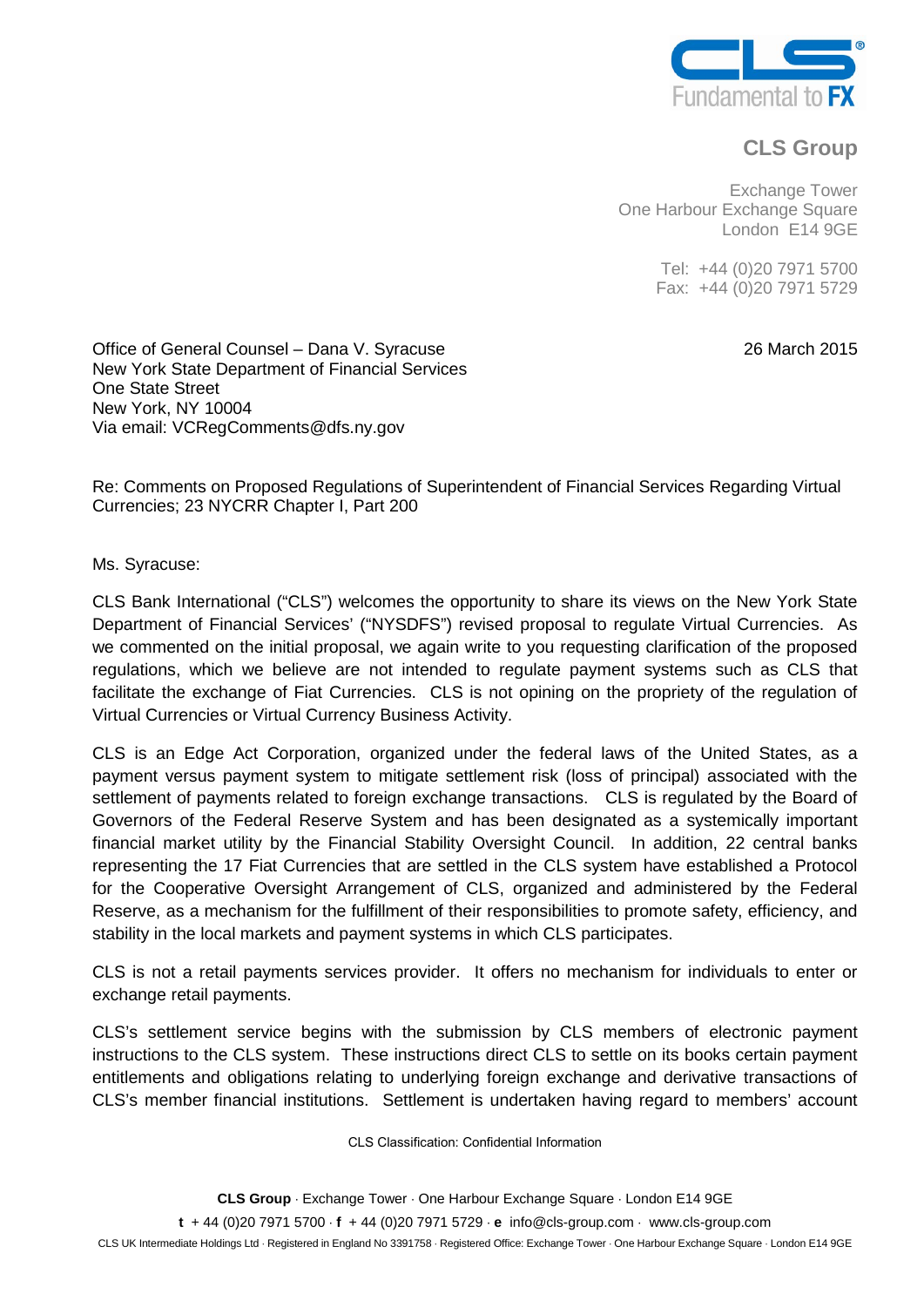**CLS Group**

Exchange Tower
One Harbour Exchange Square
London E14 9GE

Tel: +44 (0)20 7971 5700
Fax: +44 (0)20 7971 5729

26 March 2015

Office of General Counsel – Dana V. Syracuse
New York State Department of Financial Services
One State Street
New York, NY 10004
Via email: VCRegComments@dfs.ny.gov

Re: Comments on Proposed Regulations of Superintendent of Financial Services Regarding Virtual Currencies; 23 NYCRR Chapter I, Part 200

Ms. Syracuse:

CLS Bank International ("CLS") welcomes the opportunity to share its views on the New York State Department of Financial Services' ("NYSDFS") revised proposal to regulate Virtual Currencies. As we commented on the initial proposal, we again write to you requesting clarification of the proposed regulations, which we believe are not intended to regulate payment systems such as CLS that facilitate the exchange of Fiat Currencies. CLS is not opining on the propriety of the regulation of Virtual Currencies or Virtual Currency Business Activity.

CLS is an Edge Act Corporation, organized under the federal laws of the United States, as a payment versus payment system to mitigate settlement risk (loss of principal) associated with the settlement of payments related to foreign exchange transactions. CLS is regulated by the Board of Governors of the Federal Reserve System and has been designated as a systemically important financial market utility by the Financial Stability Oversight Council. In addition, 22 central banks representing the 17 Fiat Currencies that are settled in the CLS system have established a Protocol for the Cooperative Oversight Arrangement of CLS, organized and administered by the Federal Reserve, as a mechanism for the fulfillment of their responsibilities to promote safety, efficiency, and stability in the local markets and payment systems in which CLS participates.

CLS is not a retail payments services provider. It offers no mechanism for individuals to enter or exchange retail payments.

CLS's settlement service begins with the submission by CLS members of electronic payment instructions to the CLS system. These instructions direct CLS to settle on its books certain payment entitlements and obligations relating to underlying foreign exchange and derivative transactions of CLS's member financial institutions. Settlement is undertaken having regard to members' account

CLS Classification: Confidential Information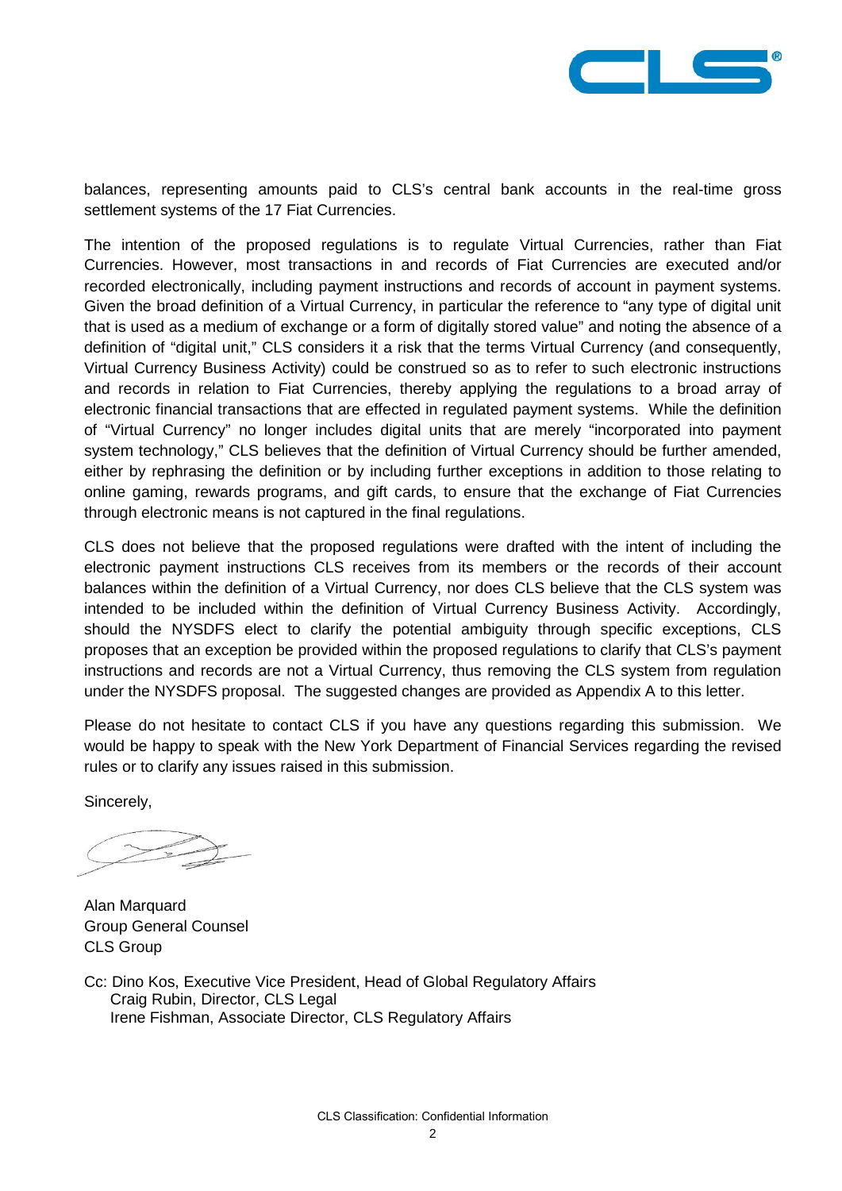balances, representing amounts paid to CLS's central bank accounts in the real-time gross settlement systems of the 17 Fiat Currencies.

The intention of the proposed regulations is to regulate Virtual Currencies, rather than Fiat Currencies. However, most transactions in and records of Fiat Currencies are executed and/or recorded electronically, including payment instructions and records of account in payment systems. Given the broad definition of a Virtual Currency, in particular the reference to "any type of digital unit that is used as a medium of exchange or a form of digitally stored value" and noting the absence of a definition of "digital unit," CLS considers it a risk that the terms Virtual Currency (and consequently, Virtual Currency Business Activity) could be construed so as to refer to such electronic instructions and records in relation to Fiat Currencies, thereby applying the regulations to a broad array of electronic financial transactions that are effected in regulated payment systems. While the definition of "Virtual Currency" no longer includes digital units that are merely "incorporated into payment system technology," CLS believes that the definition of Virtual Currency should be further amended, either by rephrasing the definition or by including further exceptions in addition to those relating to online gaming, rewards programs, and gift cards, to ensure that the exchange of Fiat Currencies through electronic means is not captured in the final regulations.

CLS does not believe that the proposed regulations were drafted with the intent of including the electronic payment instructions CLS receives from its members or the records of their account balances within the definition of a Virtual Currency, nor does CLS believe that the CLS system was intended to be included within the definition of Virtual Currency Business Activity. Accordingly, should the NYSDFS elect to clarify the potential ambiguity through specific exceptions, CLS proposes that an exception be provided within the proposed regulations to clarify that CLS's payment instructions and records are not a Virtual Currency, thus removing the CLS system from regulation under the NYSDFS proposal. The suggested changes are provided as Appendix A to this letter.

Please do not hesitate to contact CLS if you have any questions regarding this submission. We would be happy to speak with the New York Department of Financial Services regarding the revised rules or to clarify any issues raised in this submission.

Sincerely,

Alan Marquard
Group General Counsel
CLS Group

Cc: Dino Kos, Executive Vice President, Head of Global Regulatory Affairs
Craig Rubin, Director, CLS Legal
Irene Fishman, Associate Director, CLS Regulatory Affairs

CLS Classification: Confidential Information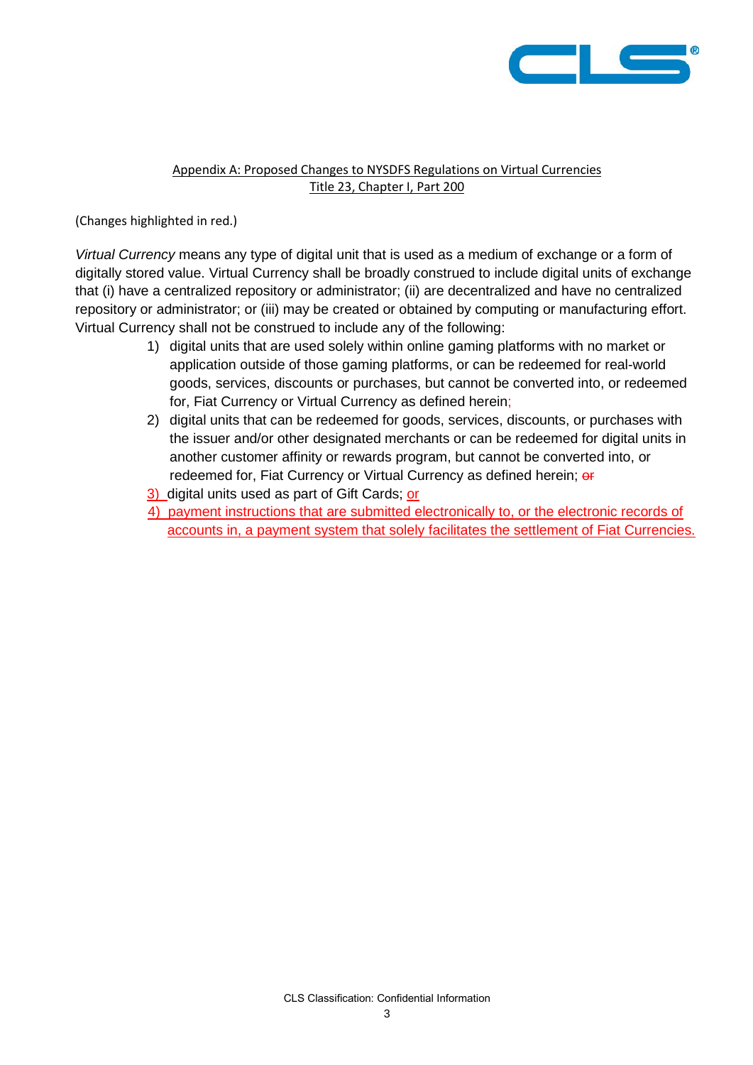Appendix A: Proposed Changes to NYSDFS Regulations on Virtual Currencies
Title 23, Chapter I, Part 200

(Changes highlighted in red.)

*Virtual Currency* means any type of digital unit that is used as a medium of exchange or a form of digitally stored value. Virtual Currency shall be broadly construed to include digital units of exchange that (i) have a centralized repository or administrator; (ii) are decentralized and have no centralized repository or administrator; or (iii) may be created or obtained by computing or manufacturing effort. Virtual Currency shall not be construed to include any of the following:

1) digital units that are used solely within online gaming platforms with no market or application outside of those gaming platforms, or can be redeemed for real-world goods, services, discounts or purchases, but cannot be converted into, or redeemed for, Fiat Currency or Virtual Currency as defined herein;
2) digital units that can be redeemed for goods, services, discounts, or purchases with the issuer and/or other designated merchants or can be redeemed for digital units in another customer affinity or rewards program, but cannot be converted into, or redeemed for, Fiat Currency or Virtual Currency as defined herein; ~~or~~
3) digital units used as part of Gift Cards; or
4) payment instructions that are submitted electronically to, or the electronic records of accounts in, a payment system that solely facilitates the settlement of Fiat Currencies.

CLS Classification: Confidential Information